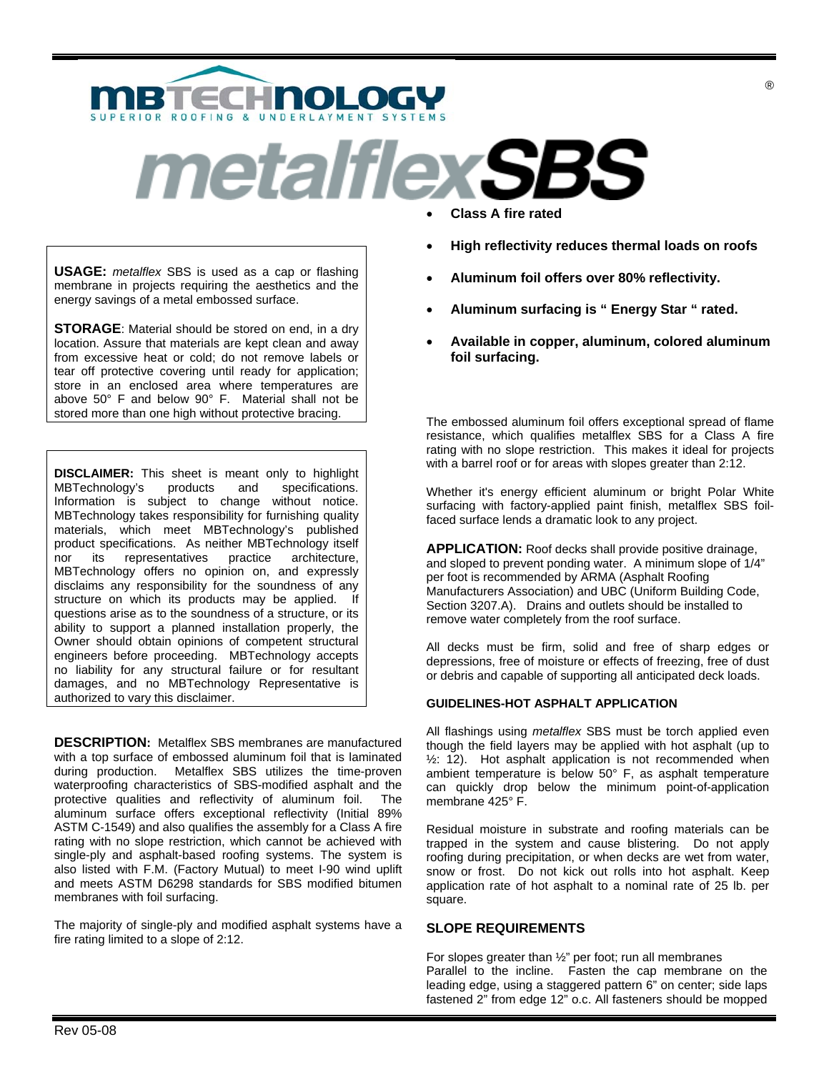# MBTECHNOLOGY®

SUPERIOR ROOFING & UNDERLAYMENT SYSTEMS

# metalflexSBS

- **Class A fire rated**
- **High reflectivity reduces thermal loads on roofs**
- **Aluminum foil offers over 80% reflectivity.**
- **Aluminum surfacing is " Energy Star " rated.**
- **Available in copper, aluminum, colored aluminum foil surfacing.**

**USAGE:** *metalflex* SBS is used as a cap or flashing membrane in projects requiring the aesthetics and the energy savings of a metal embossed surface.

**STORAGE**: Material should be stored on end, in a dry location. Assure that materials are kept clean and away from excessive heat or cold; do not remove labels or tear off protective covering until ready for application; store in an enclosed area where temperatures are above 50° F and below 90° F. Material shall not be stored more than one high without protective bracing.

**DISCLAIMER:** This sheet is meant only to highlight MBTechnology's products and specifications. Information is subject to change without notice. MBTechnology takes responsibility for furnishing quality materials, which meet MBTechnology's published product specifications. As neither MBTechnology itself nor its representatives practice architecture, MBTechnology offers no opinion on, and expressly disclaims any responsibility for the soundness of any structure on which its products may be applied. If questions arise as to the soundness of a structure, or its ability to support a planned installation properly, the Owner should obtain opinions of competent structural engineers before proceeding. MBTechnology accepts no liability for any structural failure or for resultant damages, and no MBTechnology Representative is authorized to vary this disclaimer.

**DESCRIPTION:** Metalflex SBS membranes are manufactured with a top surface of embossed aluminum foil that is laminated during production. Metalflex SBS utilizes the time-proven waterproofing characteristics of SBS-modified asphalt and the protective qualities and reflectivity of aluminum foil. The aluminum surface offers exceptional reflectivity (Initial 89% ASTM C-1549) and also qualifies the assembly for a Class A fire rating with no slope restriction, which cannot be achieved with single-ply and asphalt-based roofing systems. The system is also listed with F.M. (Factory Mutual) to meet I-90 wind uplift and meets ASTM D6298 standards for SBS modified bitumen membranes with foil surfacing.

The majority of single-ply and modified asphalt systems have a fire rating limited to a slope of 2:12.

The embossed aluminum foil offers exceptional spread of flame resistance, which qualifies metalflex SBS for a Class A fire rating with no slope restriction. This makes it ideal for projects with a barrel roof or for areas with slopes greater than 2:12.

Whether it's energy efficient aluminum or bright Polar White surfacing with factory-applied paint finish, metalflex SBS foil-faced surface lends a dramatic look to any project.

**APPLICATION:** Roof decks shall provide positive drainage, and sloped to prevent ponding water. A minimum slope of 1/4" per foot is recommended by ARMA (Asphalt Roofing Manufacturers Association) and UBC (Uniform Building Code, Section 3207.A). Drains and outlets should be installed to remove water completely from the roof surface.

All decks must be firm, solid and free of sharp edges or depressions, free of moisture or effects of freezing, free of dust or debris and capable of supporting all anticipated deck loads.

#### GUIDELINES-HOT ASPHALT APPLICATION

All flashings using *metalflex* SBS must be torch applied even though the field layers may be applied with hot asphalt (up to ½: 12). Hot asphalt application is not recommended when ambient temperature is below 50° F, as asphalt temperature can quickly drop below the minimum point-of-application membrane 425° F.

Residual moisture in substrate and roofing materials can be trapped in the system and cause blistering. Do not apply roofing during precipitation, or when decks are wet from water, snow or frost. Do not kick out rolls into hot asphalt. Keep application rate of hot asphalt to a nominal rate of 25 lb. per square.

#### SLOPE REQUIREMENTS

For slopes greater than ½" per foot; run all membranes Parallel to the incline. Fasten the cap membrane on the leading edge, using a staggered pattern 6" on center; side laps fastened 2" from edge 12" o.c. All fasteners should be mopped

Rev 05-08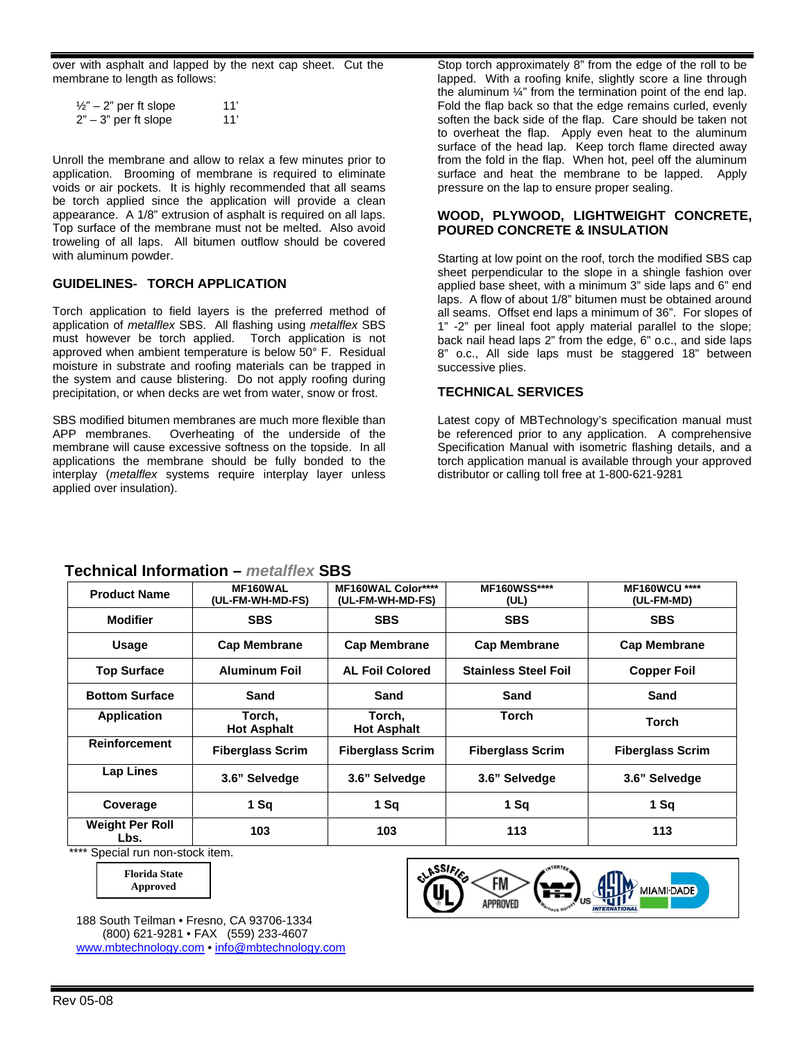over with asphalt and lapped by the next cap sheet. Cut the membrane to length as follows:

| | |
|---|---|
| ½" – 2" per ft slope | 11' |
| 2" – 3" per ft slope | 11' |

Unroll the membrane and allow to relax a few minutes prior to application. Brooming of membrane is required to eliminate voids or air pockets. It is highly recommended that all seams be torch applied since the application will provide a clean appearance. A 1/8" extrusion of asphalt is required on all laps. Top surface of the membrane must not be melted. Also avoid troweling of all laps. All bitumen outflow should be covered with aluminum powder.

## GUIDELINES- TORCH APPLICATION

Torch application to field layers is the preferred method of application of *metalflex* SBS. All flashing using *metalflex* SBS must however be torch applied. Torch application is not approved when ambient temperature is below 50° F. Residual moisture in substrate and roofing materials can be trapped in the system and cause blistering. Do not apply roofing during precipitation, or when decks are wet from water, snow or frost.

SBS modified bitumen membranes are much more flexible than APP membranes. Overheating of the underside of the membrane will cause excessive softness on the topside. In all applications the membrane should be fully bonded to the interplay (*metalflex* systems require interplay layer unless applied over insulation).

Stop torch approximately 8" from the edge of the roll to be lapped. With a roofing knife, slightly score a line through the aluminum ¼" from the termination point of the end lap. Fold the flap back so that the edge remains curled, evenly soften the back side of the flap. Care should be taken not to overheat the flap. Apply even heat to the aluminum surface of the head lap. Keep torch flame directed away from the fold in the flap. When hot, peel off the aluminum surface and heat the membrane to be lapped. Apply pressure on the lap to ensure proper sealing.

## WOOD, PLYWOOD, LIGHTWEIGHT CONCRETE, POURED CONCRETE & INSULATION

Starting at low point on the roof, torch the modified SBS cap sheet perpendicular to the slope in a shingle fashion over applied base sheet, with a minimum 3" side laps and 6" end laps. A flow of about 1/8" bitumen must be obtained around all seams. Offset end laps a minimum of 36". For slopes of 1" -2" per lineal foot apply material parallel to the slope; back nail head laps 2" from the edge, 6" o.c., and side laps 8" o.c., All side laps must be staggered 18" between successive plies.

## TECHNICAL SERVICES

Latest copy of MBTechnology's specification manual must be referenced prior to any application. A comprehensive Specification Manual with isometric flashing details, and a torch application manual is available through your approved distributor or calling toll free at 1-800-621-9281

## Technical Information – *metalflex* SBS

| Product Name | MF160WAL (UL-FM-WH-MD-FS) | MF160WAL Color**** (UL-FM-WH-MD-FS) | MF160WSS**** (UL) | MF160WCU **** (UL-FM-MD) |
|---|---|---|---|---|
| Modifier | SBS | SBS | SBS | SBS |
| Usage | Cap Membrane | Cap Membrane | Cap Membrane | Cap Membrane |
| Top Surface | Aluminum Foil | AL Foil Colored | Stainless Steel Foil | Copper Foil |
| Bottom Surface | Sand | Sand | Sand | Sand |
| Application | Torch, Hot Asphalt | Torch, Hot Asphalt | Torch | Torch |
| Reinforcement | Fiberglass Scrim | Fiberglass Scrim | Fiberglass Scrim | Fiberglass Scrim |
| Lap Lines | 3.6" Selvedge | 3.6" Selvedge | 3.6" Selvedge | 3.6" Selvedge |
| Coverage | 1 Sq | 1 Sq | 1 Sq | 1 Sq |
| Weight Per Roll Lbs. | 103 | 103 | 113 | 113 |

**** Special run non-stock item.

**Florida State Approved**

188 South Teilman • Fresno, CA 93706-1334
(800) 621-9281 • FAX (559) 233-4607
www.mbtechnology.com • info@mbtechnology.com

Rev 05-08